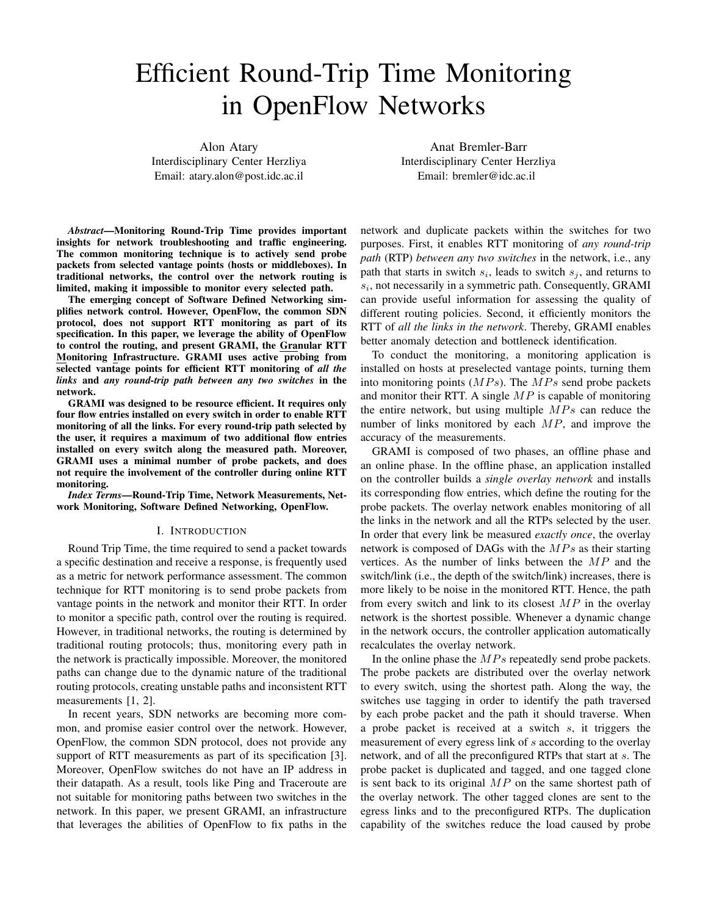# Efficient Round-Trip Time Monitoring in OpenFlow Networks

Alon Atary
Interdisciplinary Center Herzliya
Email: atary.alon@post.idc.ac.il

Anat Bremler-Barr
Interdisciplinary Center Herzliya
Email: bremler@idc.ac.il

***Abstract*—Monitoring Round-Trip Time provides important insights for network troubleshooting and traffic engineering. The common monitoring technique is to actively send probe packets from selected vantage points (hosts or middleboxes). In traditional networks, the control over the network routing is limited, making it impossible to monitor every selected path.**

**The emerging concept of Software Defined Networking simplifies network control. However, OpenFlow, the common SDN protocol, does not support RTT monitoring as part of its specification. In this paper, we leverage the ability of OpenFlow to control the routing, and present GRAMI, the Granular RTT Monitoring Infrastructure. GRAMI uses active probing from selected vantage points for efficient RTT monitoring of *all the links* and *any round-trip path between any two switches* in the network.**

**GRAMI was designed to be resource efficient. It requires only four flow entries installed on every switch in order to enable RTT monitoring of all the links. For every round-trip path selected by the user, it requires a maximum of two additional flow entries installed on every switch along the measured path. Moreover, GRAMI uses a minimal number of probe packets, and does not require the involvement of the controller during online RTT monitoring.**

***Index Terms*—Round-Trip Time, Network Measurements, Network Monitoring, Software Defined Networking, OpenFlow.**

## I. Introduction

Round Trip Time, the time required to send a packet towards a specific destination and receive a response, is frequently used as a metric for network performance assessment. The common technique for RTT monitoring is to send probe packets from vantage points in the network and monitor their RTT. In order to monitor a specific path, control over the routing is required. However, in traditional networks, the routing is determined by traditional routing protocols; thus, monitoring every path in the network is practically impossible. Moreover, the monitored paths can change due to the dynamic nature of the traditional routing protocols, creating unstable paths and inconsistent RTT measurements [1, 2].

In recent years, SDN networks are becoming more common, and promise easier control over the network. However, OpenFlow, the common SDN protocol, does not provide any support of RTT measurements as part of their specification [3]. Moreover, OpenFlow switches do not have an IP address in their datapath. As a result, tools like Ping and Traceroute are not suitable for monitoring paths between two switches in the network. In this paper, we present GRAMI, an infrastructure that leverages the abilities of OpenFlow to fix paths in the network and duplicate packets within the switches for two purposes. First, it enables RTT monitoring of *any round-trip path* (RTP) *between any two switches* in the network, i.e., any path that starts in switch $s_i$, leads to switch $s_j$, and returns to $s_i$, not necessarily in a symmetric path. Consequently, GRAMI can provide useful information for assessing the quality of different routing policies. Second, it efficiently monitors the RTT of *all the links in the network*. Thereby, GRAMI enables better anomaly detection and bottleneck identification.

To conduct the monitoring, a monitoring application is installed on hosts at preselected vantage points, turning them into monitoring points ($MPs$). The $MPs$ send probe packets and monitor their RTT. A single $MP$ is capable of monitoring the entire network, but using multiple $MPs$ can reduce the number of links monitored by each $MP$, and improve the accuracy of the measurements.

GRAMI is composed of two phases, an offline phase and an online phase. In the offline phase, an application installed on the controller builds a *single overlay network* and installs its corresponding flow entries, which define the routing for the probe packets. The overlay network enables monitoring of all the links in the network and all the RTPs selected by the user. In order that every link be measured *exactly once*, the overlay network is composed of DAGs with the $MPs$ as their starting vertices. As the number of links between the $MP$ and the switch/link (i.e., the depth of the switch/link) increases, there is more likely to be noise in the monitored RTT. Hence, the path from every switch and link to its closest $MP$ in the overlay network is the shortest possible. Whenever a dynamic change in the network occurs, the controller application automatically recalculates the overlay network.

In the online phase the $MPs$ repeatedly send probe packets. The probe packets are distributed over the overlay network to every switch, using the shortest path. Along the way, the switches use tagging in order to identify the path traversed by each probe packet and the path it should traverse. When a probe packet is received at a switch $s$, it triggers the measurement of every egress link of $s$ according to the overlay network, and of all the preconfigured RTPs that start at $s$. The probe packet is duplicated and tagged, and one tagged clone is sent back to its original $MP$ on the same shortest path of the overlay network. The other tagged clones are sent to the egress links and to the preconfigured RTPs. The duplication capability of the switches reduce the load caused by probe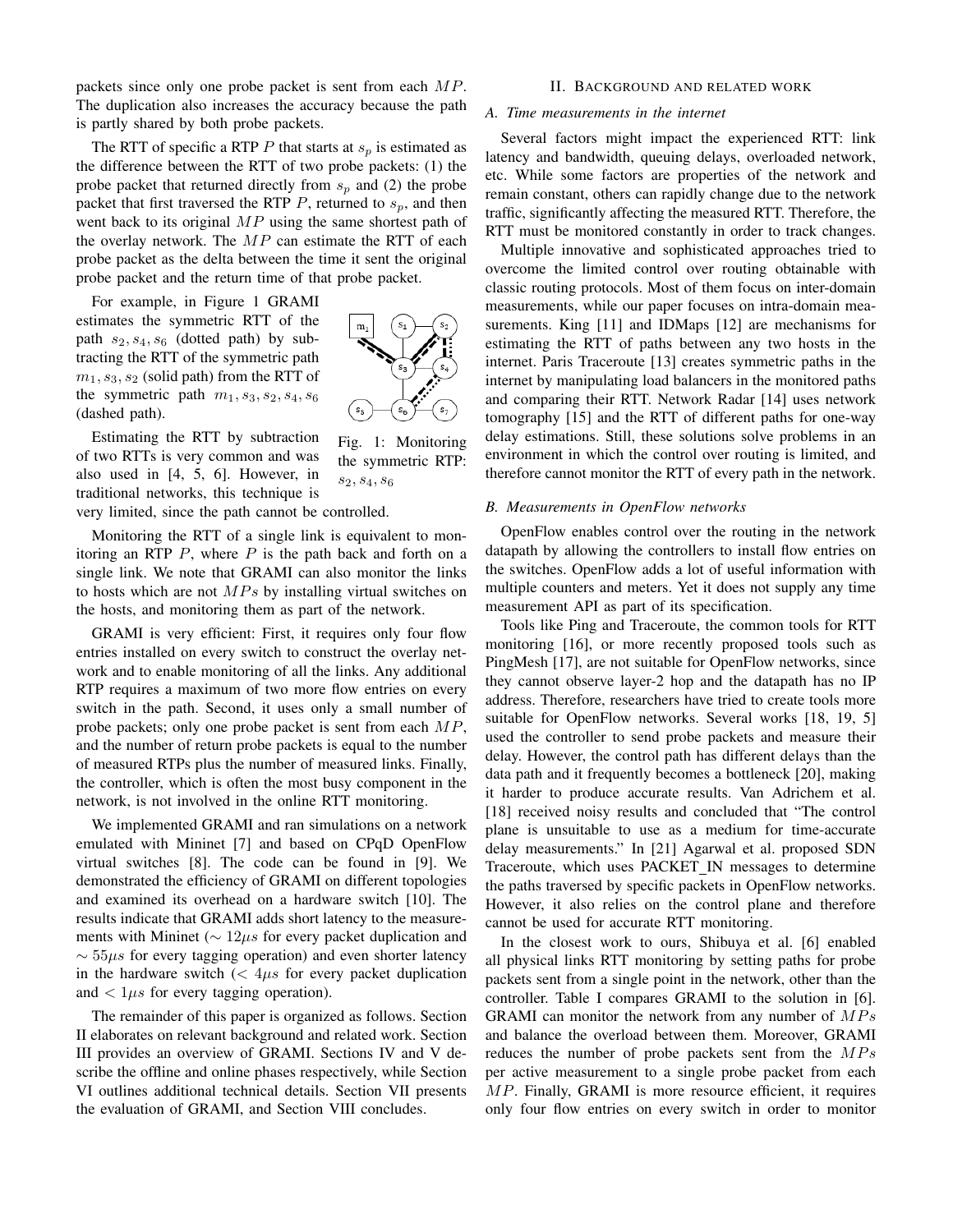packets since only one probe packet is sent from each $MP$. The duplication also increases the accuracy because the path is partly shared by both probe packets.

The RTT of specific a RTP $P$ that starts at $s_p$ is estimated as the difference between the RTT of two probe packets: (1) the probe packet that returned directly from $s_p$ and (2) the probe packet that first traversed the RTP $P$, returned to $s_p$, and then went back to its original $MP$ using the same shortest path of the overlay network. The $MP$ can estimate the RTT of each probe packet as the delta between the time it sent the original probe packet and the return time of that probe packet.

For example, in Figure 1 GRAMI estimates the symmetric RTT of the path $s_2, s_4, s_6$ (dotted path) by subtracting the RTT of the symmetric path $m_1, s_3, s_2$ (solid path) from the RTT of the symmetric path $m_1, s_3, s_2, s_4, s_6$ (dashed path).

Fig. 1: Monitoring the symmetric RTP: $s_2, s_4, s_6$

Estimating the RTT by subtraction of two RTTs is very common and was also used in [4, 5, 6]. However, in traditional networks, this technique is very limited, since the path cannot be controlled.

Monitoring the RTT of a single link is equivalent to monitoring an RTP $P$, where $P$ is the path back and forth on a single link. We note that GRAMI can also monitor the links to hosts which are not $MPs$ by installing virtual switches on the hosts, and monitoring them as part of the network.

GRAMI is very efficient: First, it requires only four flow entries installed on every switch to construct the overlay network and to enable monitoring of all the links. Any additional RTP requires a maximum of two more flow entries on every switch in the path. Second, it uses only a small number of probe packets; only one probe packet is sent from each $MP$, and the number of return probe packets is equal to the number of measured RTPs plus the number of measured links. Finally, the controller, which is often the most busy component in the network, is not involved in the online RTT monitoring.

We implemented GRAMI and ran simulations on a network emulated with Mininet [7] and based on CPqD OpenFlow virtual switches [8]. The code can be found in [9]. We demonstrated the efficiency of GRAMI on different topologies and examined its overhead on a hardware switch [10]. The results indicate that GRAMI adds short latency to the measurements with Mininet ($\sim 12\mu s$ for every packet duplication and $\sim 55\mu s$ for every tagging operation) and even shorter latency in the hardware switch ($< 4\mu s$ for every packet duplication and $< 1\mu s$ for every tagging operation).

The remainder of this paper is organized as follows. Section II elaborates on relevant background and related work. Section III provides an overview of GRAMI. Sections IV and V describe the offline and online phases respectively, while Section VI outlines additional technical details. Section VII presents the evaluation of GRAMI, and Section VIII concludes.

## II. Background and related work

### A. Time measurements in the internet

Several factors might impact the experienced RTT: link latency and bandwidth, queuing delays, overloaded network, etc. While some factors are properties of the network and remain constant, others can rapidly change due to the network traffic, significantly affecting the measured RTT. Therefore, the RTT must be monitored constantly in order to track changes.

Multiple innovative and sophisticated approaches tried to overcome the limited control over routing obtainable with classic routing protocols. Most of them focus on inter-domain measurements, while our paper focuses on intra-domain measurements. King [11] and IDMaps [12] are mechanisms for estimating the RTT of paths between any two hosts in the internet. Paris Traceroute [13] creates symmetric paths in the internet by manipulating load balancers in the monitored paths and comparing their RTT. Network Radar [14] uses network tomography [15] and the RTT of different paths for one-way delay estimations. Still, these solutions solve problems in an environment in which the control over routing is limited, and therefore cannot monitor the RTT of every path in the network.

### B. Measurements in OpenFlow networks

OpenFlow enables control over the routing in the network datapath by allowing the controllers to install flow entries on the switches. OpenFlow adds a lot of useful information with multiple counters and meters. Yet it does not supply any time measurement API as part of its specification.

Tools like Ping and Traceroute, the common tools for RTT monitoring [16], or more recently proposed tools such as PingMesh [17], are not suitable for OpenFlow networks, since they cannot observe layer-2 hop and the datapath has no IP address. Therefore, researchers have tried to create tools more suitable for OpenFlow networks. Several works [18, 19, 5] used the controller to send probe packets and measure their delay. However, the control path has different delays than the data path and it frequently becomes a bottleneck [20], making it harder to produce accurate results. Van Adrichem et al. [18] received noisy results and concluded that "The control plane is unsuitable to use as a medium for time-accurate delay measurements." In [21] Agarwal et al. proposed SDN Traceroute, which uses PACKET_IN messages to determine the paths traversed by specific packets in OpenFlow networks. However, it also relies on the control plane and therefore cannot be used for accurate RTT monitoring.

In the closest work to ours, Shibuya et al. [6] enabled all physical links RTT monitoring by setting paths for probe packets sent from a single point in the network, other than the controller. Table I compares GRAMI to the solution in [6]. GRAMI can monitor the network from any number of $MPs$ and balance the overload between them. Moreover, GRAMI reduces the number of probe packets sent from the $MPs$ per active measurement to a single probe packet from each $MP$. Finally, GRAMI is more resource efficient, it requires only four flow entries on every switch in order to monitor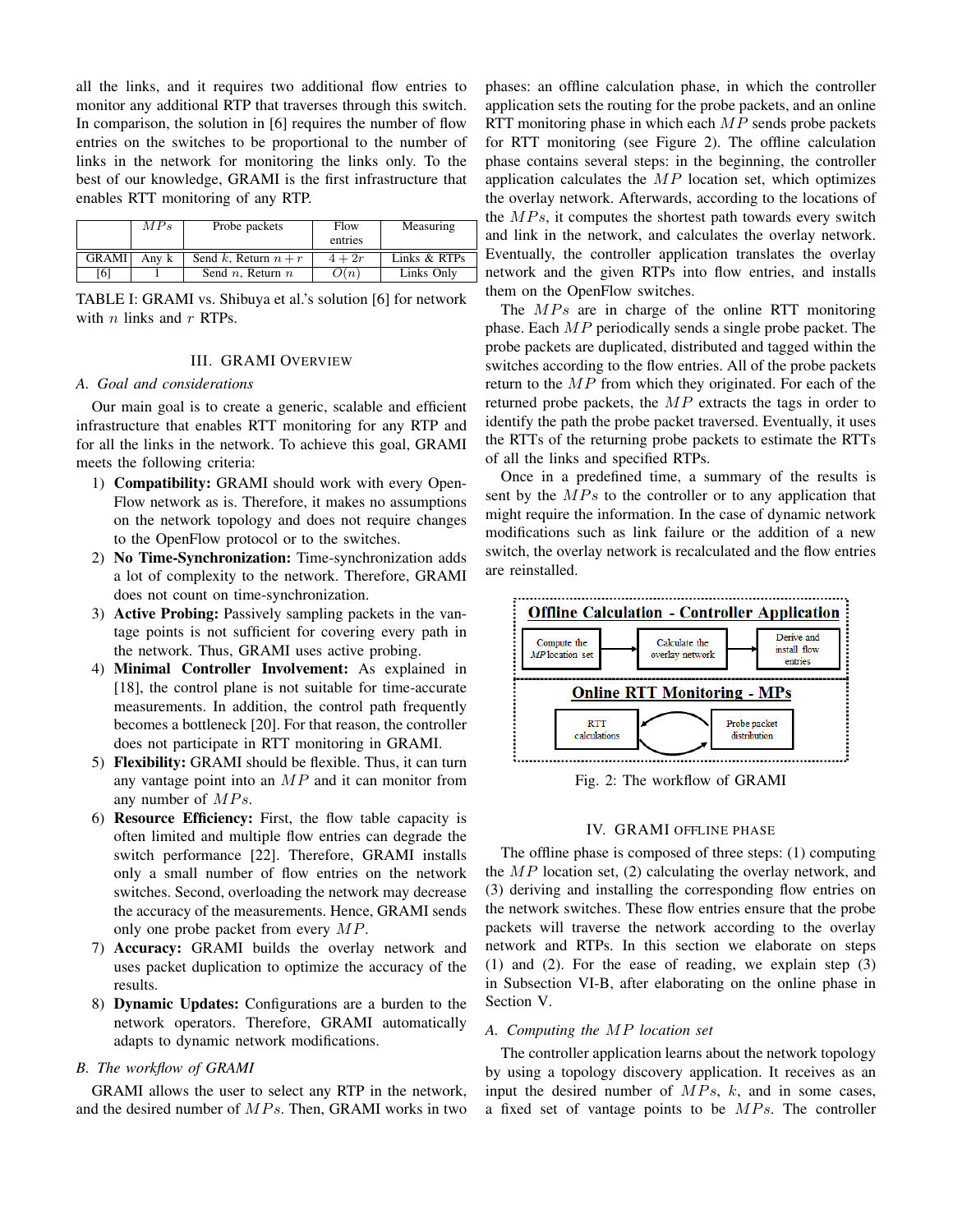all the links, and it requires two additional flow entries to monitor any additional RTP that traverses through this switch. In comparison, the solution in [6] requires the number of flow entries on the switches to be proportional to the number of links in the network for monitoring the links only. To the best of our knowledge, GRAMI is the first infrastructure that enables RTT monitoring of any RTP.

| | $MPs$ | Probe packets | Flow entries | Measuring |
|---|---|---|---|---|
| GRAMI | Any k | Send $k$, Return $n+r$ | $4+2r$ | Links & RTPs |
| [6] | 1 | Send $n$, Return $n$ | $O(n)$ | Links Only |

TABLE I: GRAMI vs. Shibuya et al.'s solution [6] for network with $n$ links and $r$ RTPs.

## III. GRAMI Overview

### A. Goal and considerations

Our main goal is to create a generic, scalable and efficient infrastructure that enables RTT monitoring for any RTP and for all the links in the network. To achieve this goal, GRAMI meets the following criteria:

1) **Compatibility:** GRAMI should work with every OpenFlow network as is. Therefore, it makes no assumptions on the network topology and does not require changes to the OpenFlow protocol or to the switches.
2) **No Time-Synchronization:** Time-synchronization adds a lot of complexity to the network. Therefore, GRAMI does not count on time-synchronization.
3) **Active Probing:** Passively sampling packets in the vantage points is not sufficient for covering every path in the network. Thus, GRAMI uses active probing.
4) **Minimal Controller Involvement:** As explained in [18], the control plane is not suitable for time-accurate measurements. In addition, the control path frequently becomes a bottleneck [20]. For that reason, the controller does not participate in RTT monitoring in GRAMI.
5) **Flexibility:** GRAMI should be flexible. Thus, it can turn any vantage point into an $MP$ and it can monitor from any number of $MPs$.
6) **Resource Efficiency:** First, the flow table capacity is often limited and multiple flow entries can degrade the switch performance [22]. Therefore, GRAMI installs only a small number of flow entries on the network switches. Second, overloading the network may decrease the accuracy of the measurements. Hence, GRAMI sends only one probe packet from every $MP$.
7) **Accuracy:** GRAMI builds the overlay network and uses packet duplication to optimize the accuracy of the results.
8) **Dynamic Updates:** Configurations are a burden to the network operators. Therefore, GRAMI automatically adapts to dynamic network modifications.

### B. The workflow of GRAMI

GRAMI allows the user to select any RTP in the network, and the desired number of $MPs$. Then, GRAMI works in two phases: an offline calculation phase, in which the controller application sets the routing for the probe packets, and an online RTT monitoring phase in which each $MP$ sends probe packets for RTT monitoring (see Figure 2). The offline calculation phase contains several steps: in the beginning, the controller application calculates the $MP$ location set, which optimizes the overlay network. Afterwards, according to the locations of the $MPs$, it computes the shortest path towards every switch and link in the network, and calculates the overlay network. Eventually, the controller application translates the overlay network and the given RTPs into flow entries, and installs them on the OpenFlow switches.

The $MPs$ are in charge of the online RTT monitoring phase. Each $MP$ periodically sends a single probe packet. The probe packets are duplicated, distributed and tagged within the switches according to the flow entries. All of the probe packets return to the $MP$ from which they originated. For each of the returned probe packets, the $MP$ extracts the tags in order to identify the path the probe packet traversed. Eventually, it uses the RTTs of the returning probe packets to estimate the RTTs of all the links and specified RTPs.

Once in a predefined time, a summary of the results is sent by the $MPs$ to the controller or to any application that might require the information. In the case of dynamic network modifications such as link failure or the addition of a new switch, the overlay network is recalculated and the flow entries are reinstalled.

**Offline Calculation - Controller Application**

Compute the $MP$ location set → Calculate the overlay network → Derive and install flow entries

**Online RTT Monitoring - MPs**

RTT calculations ⇄ Probe packet distribution

Fig. 2: The workflow of GRAMI

## IV. GRAMI offline phase

The offline phase is composed of three steps: (1) computing the $MP$ location set, (2) calculating the overlay network, and (3) deriving and installing the corresponding flow entries on the network switches. These flow entries ensure that the probe packets will traverse the network according to the overlay network and RTPs. In this section we elaborate on steps (1) and (2). For the ease of reading, we explain step (3) in Subsection VI-B, after elaborating on the online phase in Section V.

### A. Computing the $MP$ location set

The controller application learns about the network topology by using a topology discovery application. It receives as an input the desired number of $MPs$, $k$, and in some cases, a fixed set of vantage points to be $MPs$. The controller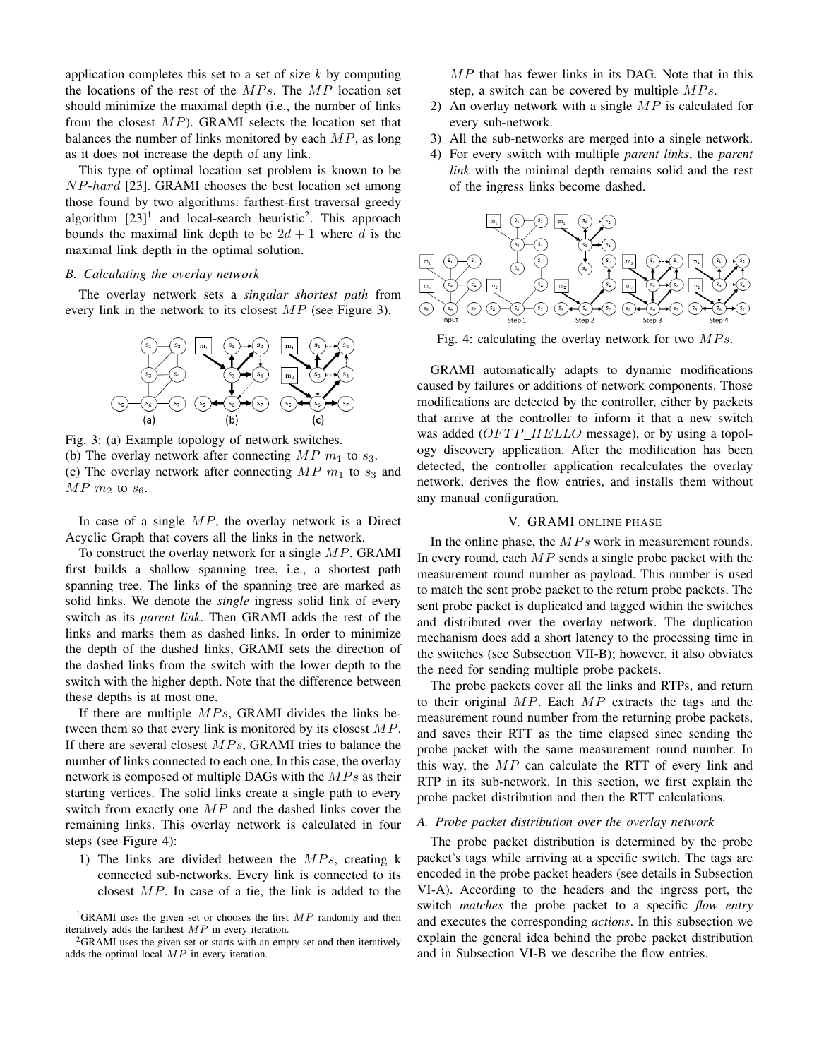application completes this set to a set of size $k$ by computing the locations of the rest of the $MPs$. The $MP$ location set should minimize the maximal depth (i.e., the number of links from the closest $MP$). GRAMI selects the location set that balances the number of links monitored by each $MP$, as long as it does not increase the depth of any link.

This type of optimal location set problem is known to be $NP$-$hard$ [23]. GRAMI chooses the best location set among those found by two algorithms: farthest-first traversal greedy algorithm [23][1] and local-search heuristic[2]. This approach bounds the maximal link depth to be $2d + 1$ where $d$ is the maximal link depth in the optimal solution.

### B. Calculating the overlay network

The overlay network sets a *singular shortest path* from every link in the network to its closest $MP$ (see Figure 3).

Fig. 3: (a) Example topology of network switches.
(b) The overlay network after connecting $MP$ $m_1$ to $s_3$.
(c) The overlay network after connecting $MP$ $m_1$ to $s_3$ and $MP$ $m_2$ to $s_6$.

In case of a single $MP$, the overlay network is a Direct Acyclic Graph that covers all the links in the network.

To construct the overlay network for a single $MP$, GRAMI first builds a shallow spanning tree, i.e., a shortest path spanning tree. The links of the spanning tree are marked as solid links. We denote the *single* ingress solid link of every switch as its *parent link*. Then GRAMI adds the rest of the links and marks them as dashed links. In order to minimize the depth of the dashed links, GRAMI sets the direction of the dashed links from the switch with the lower depth to the switch with the higher depth. Note that the difference between these depths is at most one.

If there are multiple $MPs$, GRAMI divides the links between them so that every link is monitored by its closest $MP$. If there are several closest $MPs$, GRAMI tries to balance the number of links connected to each one. In this case, the overlay network is composed of multiple DAGs with the $MPs$ as their starting vertices. The solid links create a single path to every switch from exactly one $MP$ and the dashed links cover the remaining links. This overlay network is calculated in four steps (see Figure 4):

1) The links are divided between the $MPs$, creating k connected sub-networks. Every link is connected to its closest $MP$. In case of a tie, the link is added to the $MP$ that has fewer links in its DAG. Note that in this step, a switch can be covered by multiple $MPs$.
2) An overlay network with a single $MP$ is calculated for every sub-network.
3) All the sub-networks are merged into a single network.
4) For every switch with multiple *parent links*, the *parent link* with the minimal depth remains solid and the rest of the ingress links become dashed.

Fig. 4: calculating the overlay network for two $MPs$.

GRAMI automatically adapts to dynamic modifications caused by failures or additions of network components. Those modifications are detected by the controller, either by packets that arrive at the controller to inform it that a new switch was added ($OFTP\_HELLO$ message), or by using a topology discovery application. After the modification has been detected, the controller application recalculates the overlay network, derives the flow entries, and installs them without any manual configuration.

## V. GRAMI ONLINE PHASE

In the online phase, the $MPs$ work in measurement rounds. In every round, each $MP$ sends a single probe packet with the measurement round number as payload. This number is used to match the sent probe packet to the return probe packets. The sent probe packet is duplicated and tagged within the switches and distributed over the overlay network. The duplication mechanism does add a short latency to the processing time in the switches (see Subsection VII-B); however, it also obviates the need for sending multiple probe packets.

The probe packets cover all the links and RTPs, and return to their original $MP$. Each $MP$ extracts the tags and the measurement round number from the returning probe packets, and saves their RTT as the time elapsed since sending the probe packet with the same measurement round number. In this way, the $MP$ can calculate the RTT of every link and RTP in its sub-network. In this section, we first explain the probe packet distribution and then the RTT calculations.

### A. Probe packet distribution over the overlay network

The probe packet distribution is determined by the probe packet's tags while arriving at a specific switch. The tags are encoded in the probe packet headers (see details in Subsection VI-A). According to the headers and the ingress port, the switch *matches* the probe packet to a specific *flow entry* and executes the corresponding *actions*. In this subsection we explain the general idea behind the probe packet distribution and in Subsection VI-B we describe the flow entries.

[1] GRAMI uses the given set or chooses the first $MP$ randomly and then iteratively adds the farthest $MP$ in every iteration.

[2] GRAMI uses the given set or starts with an empty set and then iteratively adds the optimal local $MP$ in every iteration.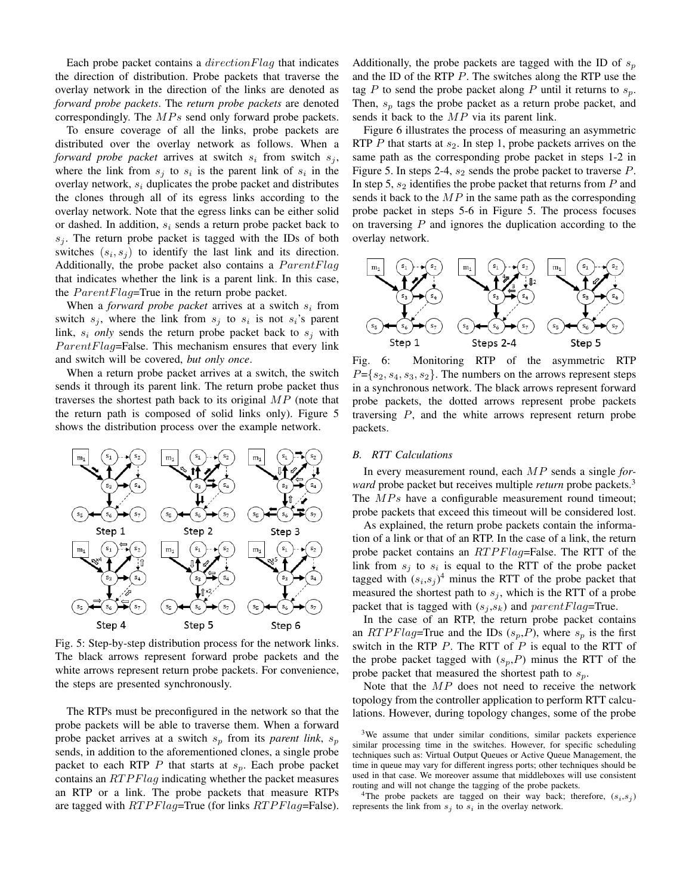Each probe packet contains a $directionFlag$ that indicates the direction of distribution. Probe packets that traverse the overlay network in the direction of the links are denoted as *forward probe packets*. The *return probe packets* are denoted correspondingly. The $MPs$ send only forward probe packets.

To ensure coverage of all the links, probe packets are distributed over the overlay network as follows. When a *forward probe packet* arrives at switch $s_i$ from switch $s_j$, where the link from $s_j$ to $s_i$ is the parent link of $s_i$ in the overlay network, $s_i$ duplicates the probe packet and distributes the clones through all of its egress links according to the overlay network. Note that the egress links can be either solid or dashed. In addition, $s_i$ sends a return probe packet back to $s_j$. The return probe packet is tagged with the IDs of both switches $(s_i, s_j)$ to identify the last link and its direction. Additionally, the probe packet also contains a $ParentFlag$ that indicates whether the link is a parent link. In this case, the $ParentFlag$=True in the return probe packet.

When a *forward probe packet* arrives at a switch $s_i$ from switch $s_j$, where the link from $s_j$ to $s_i$ is not $s_i$'s parent link, $s_i$ *only* sends the return probe packet back to $s_j$ with $ParentFlag$=False. This mechanism ensures that every link and switch will be covered, *but only once*.

When a return probe packet arrives at a switch, the switch sends it through its parent link. The return probe packet thus traverses the shortest path back to its original $MP$ (note that the return path is composed of solid links only). Figure 5 shows the distribution process over the example network.

Fig. 5: Step-by-step distribution process for the network links. The black arrows represent forward probe packets and the white arrows represent return probe packets. For convenience, the steps are presented synchronously.

The RTPs must be preconfigured in the network so that the probe packets will be able to traverse them. When a forward probe packet arrives at a switch $s_p$ from its *parent link*, $s_p$ sends, in addition to the aforementioned clones, a single probe packet to each RTP $P$ that starts at $s_p$. Each probe packet contains an $RTPFlag$ indicating whether the packet measures an RTP or a link. The probe packets that measure RTPs are tagged with $RTPFlag$=True (for links $RTPFlag$=False). Additionally, the probe packets are tagged with the ID of $s_p$ and the ID of the RTP $P$. The switches along the RTP use the tag $P$ to send the probe packet along $P$ until it returns to $s_p$. Then, $s_p$ tags the probe packet as a return probe packet, and sends it back to the $MP$ via its parent link.

Figure 6 illustrates the process of measuring an asymmetric RTP $P$ that starts at $s_2$. In step 1, probe packets arrives on the same path as the corresponding probe packet in steps 1-2 in Figure 5. In steps 2-4, $s_2$ sends the probe packet to traverse $P$. In step 5, $s_2$ identifies the probe packet that returns from $P$ and sends it back to the $MP$ in the same path as the corresponding probe packet in steps 5-6 in Figure 5. The process focuses on traversing $P$ and ignores the duplication according to the overlay network.

Fig. 6: Monitoring RTP of the asymmetric RTP $P$=$\{s_2, s_4, s_3, s_2\}$. The numbers on the arrows represent steps in a synchronous network. The black arrows represent forward probe packets, the dotted arrows represent probe packets traversing $P$, and the white arrows represent return probe packets.

### B. RTT Calculations

In every measurement round, each $MP$ sends a single *forward* probe packet but receives multiple *return* probe packets.[3] The $MPs$ have a configurable measurement round timeout; probe packets that exceed this timeout will be considered lost.

As explained, the return probe packets contain the information of a link or that of an RTP. In the case of a link, the return probe packet contains an $RTPFlag$=False. The RTT of the link from $s_j$ to $s_i$ is equal to the RTT of the probe packet tagged with $(s_i,s_j)$[4] minus the RTT of the probe packet that measured the shortest path to $s_j$, which is the RTT of a probe packet that is tagged with $(s_j,s_k)$ and $parentFlag$=True.

In the case of an RTP, the return probe packet contains an $RTPFlag$=True and the IDs $(s_p,P)$, where $s_p$ is the first switch in the RTP $P$. The RTT of $P$ is equal to the RTT of the probe packet tagged with $(s_p,P)$ minus the RTT of the probe packet that measured the shortest path to $s_p$.

Note that the $MP$ does not need to receive the network topology from the controller application to perform RTT calculations. However, during topology changes, some of the probe

[3] We assume that under similar conditions, similar packets experience similar processing time in the switches. However, for specific scheduling techniques such as: Virtual Output Queues or Active Queue Management, the time in queue may vary for different ingress ports; other techniques should be used in that case. We moreover assume that middleboxes will use consistent routing and will not change the tagging of the probe packets.

[4] The probe packets are tagged on their way back; therefore, $(s_i,s_j)$ represents the link from $s_j$ to $s_i$ in the overlay network.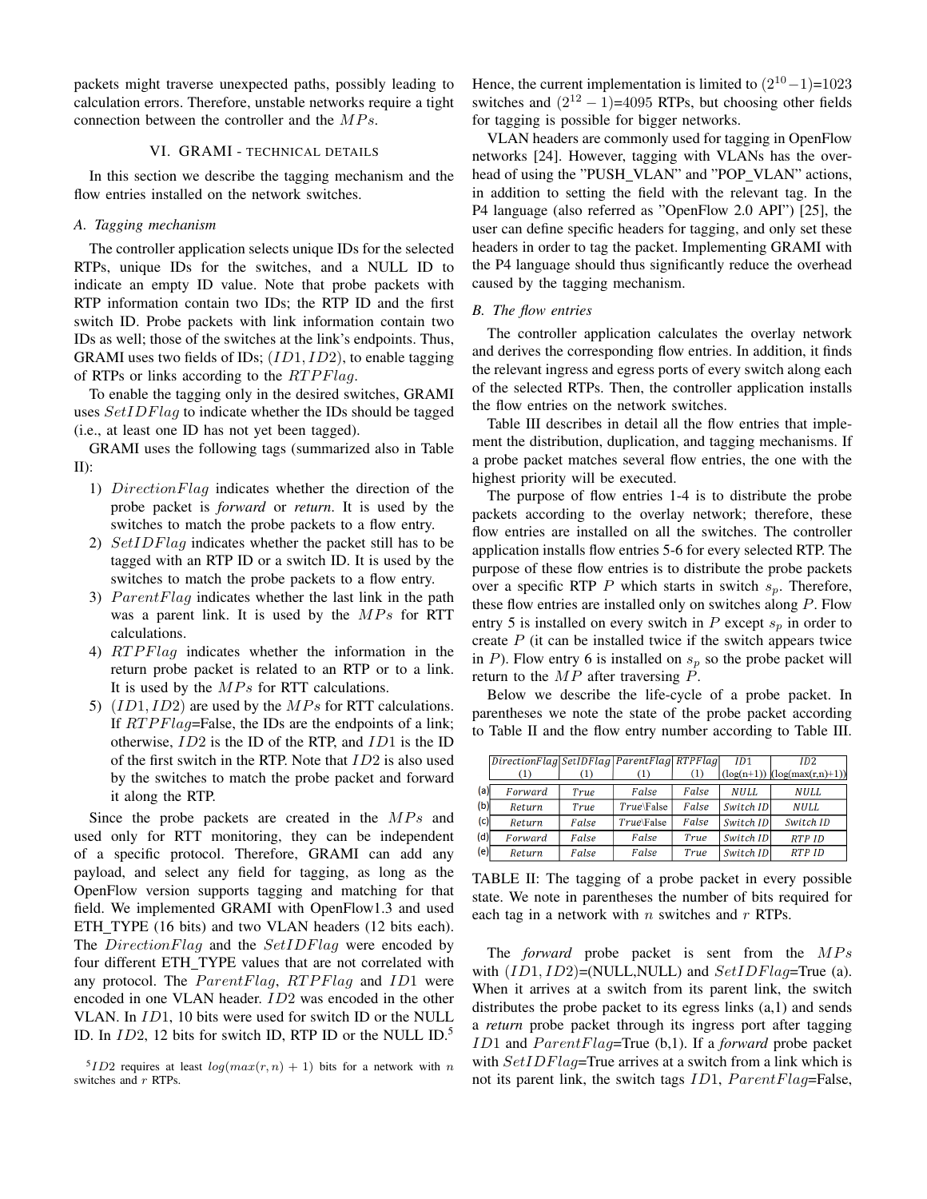packets might traverse unexpected paths, possibly leading to calculation errors. Therefore, unstable networks require a tight connection between the controller and the $MPs$.

## VI. GRAMI - TECHNICAL DETAILS

In this section we describe the tagging mechanism and the flow entries installed on the network switches.

### A. Tagging mechanism

The controller application selects unique IDs for the selected RTPs, unique IDs for the switches, and a NULL ID to indicate an empty ID value. Note that probe packets with RTP information contain two IDs; the RTP ID and the first switch ID. Probe packets with link information contain two IDs as well; those of the switches at the link's endpoints. Thus, GRAMI uses two fields of IDs; $(ID1, ID2)$, to enable tagging of RTPs or links according to the $RTPFlag$.

To enable the tagging only in the desired switches, GRAMI uses $SetIDFlag$ to indicate whether the IDs should be tagged (i.e., at least one ID has not yet been tagged).

GRAMI uses the following tags (summarized also in Table II):

1) $DirectionFlag$ indicates whether the direction of the probe packet is *forward* or *return*. It is used by the switches to match the probe packets to a flow entry.
2) $SetIDFlag$ indicates whether the packet still has to be tagged with an RTP ID or a switch ID. It is used by the switches to match the probe packets to a flow entry.
3) $ParentFlag$ indicates whether the last link in the path was a parent link. It is used by the $MPs$ for RTT calculations.
4) $RTPFlag$ indicates whether the information in the return probe packet is related to an RTP or to a link. It is used by the $MPs$ for RTT calculations.
5) $(ID1, ID2)$ are used by the $MPs$ for RTT calculations. If $RTPFlag$=False, the IDs are the endpoints of a link; otherwise, $ID2$ is the ID of the RTP, and $ID1$ is the ID of the first switch in the RTP. Note that $ID2$ is also used by the switches to match the probe packet and forward it along the RTP.

Since the probe packets are created in the $MPs$ and used only for RTT monitoring, they can be independent of a specific protocol. Therefore, GRAMI can add any payload, and select any field for tagging, as long as the OpenFlow version supports tagging and matching for that field. We implemented GRAMI with OpenFlow1.3 and used ETH_TYPE (16 bits) and two VLAN headers (12 bits each). The $DirectionFlag$ and the $SetIDFlag$ were encoded by four different ETH_TYPE values that are not correlated with any protocol. The $ParentFlag$, $RTPFlag$ and $ID1$ were encoded in one VLAN header. $ID2$ was encoded in the other VLAN. In $ID1$, 10 bits were used for switch ID or the NULL ID. In $ID2$, 12 bits for switch ID, RTP ID or the NULL ID.[5]

[5] $ID2$ requires at least $log(max(r, n) + 1)$ bits for a network with $n$ switches and $r$ RTPs.

Hence, the current implementation is limited to $(2^{10}-1)$=1023 switches and $(2^{12}-1)$=4095 RTPs, but choosing other fields for tagging is possible for bigger networks.

VLAN headers are commonly used for tagging in OpenFlow networks [24]. However, tagging with VLANs has the overhead of using the "PUSH_VLAN" and "POP_VLAN" actions, in addition to setting the field with the relevant tag. In the P4 language (also referred as "OpenFlow 2.0 API") [25], the user can define specific headers for tagging, and only set these headers in order to tag the packet. Implementing GRAMI with the P4 language should thus significantly reduce the overhead caused by the tagging mechanism.

### B. The flow entries

The controller application calculates the overlay network and derives the corresponding flow entries. In addition, it finds the relevant ingress and egress ports of every switch along each of the selected RTPs. Then, the controller application installs the flow entries on the network switches.

Table III describes in detail all the flow entries that implement the distribution, duplication, and tagging mechanisms. If a probe packet matches several flow entries, the one with the highest priority will be executed.

The purpose of flow entries 1-4 is to distribute the probe packets according to the overlay network; therefore, these flow entries are installed on all the switches. The controller application installs flow entries 5-6 for every selected RTP. The purpose of these flow entries is to distribute the probe packets over a specific RTP $P$ which starts in switch $s_p$. Therefore, these flow entries are installed only on switches along $P$. Flow entry 5 is installed on every switch in $P$ except $s_p$ in order to create $P$ (it can be installed twice if the switch appears twice in $P$). Flow entry 6 is installed on $s_p$ so the probe packet will return to the $MP$ after traversing $P$.

Below we describe the life-cycle of a probe packet. In parentheses we note the state of the probe packet according to Table II and the flow entry number according to Table III.

| | *DirectionFlag* (1) | *SetIDFlag* (1) | *ParentFlag* (1) | *RTPFlag* (1) | *ID1* (log(n+1)) | *ID2* (log(max(r,n)+1)) |
|---|---|---|---|---|---|---|
| (a) | *Forward* | *True* | *False* | *False* | *NULL* | *NULL* |
| (b) | *Return* | *True* | *True\False* | *False* | *Switch ID* | *NULL* |
| (c) | *Return* | *False* | *True\False* | *False* | *Switch ID* | *Switch ID* |
| (d) | *Forward* | *False* | *False* | *True* | *Switch ID* | *RTP ID* |
| (e) | *Return* | *False* | *False* | *True* | *Switch ID* | *RTP ID* |

TABLE II: The tagging of a probe packet in every possible state. We note in parentheses the number of bits required for each tag in a network with $n$ switches and $r$ RTPs.

The *forward* probe packet is sent from the $MPs$ with $(ID1, ID2)$=(NULL,NULL) and $SetIDFlag$=True (a). When it arrives at a switch from its parent link, the switch distributes the probe packet to its egress links (a,1) and sends a *return* probe packet through its ingress port after tagging $ID1$ and $ParentFlag$=True (b,1). If a *forward* probe packet with $SetIDFlag$=True arrives at a switch from a link which is not its parent link, the switch tags $ID1$, $ParentFlag$=False,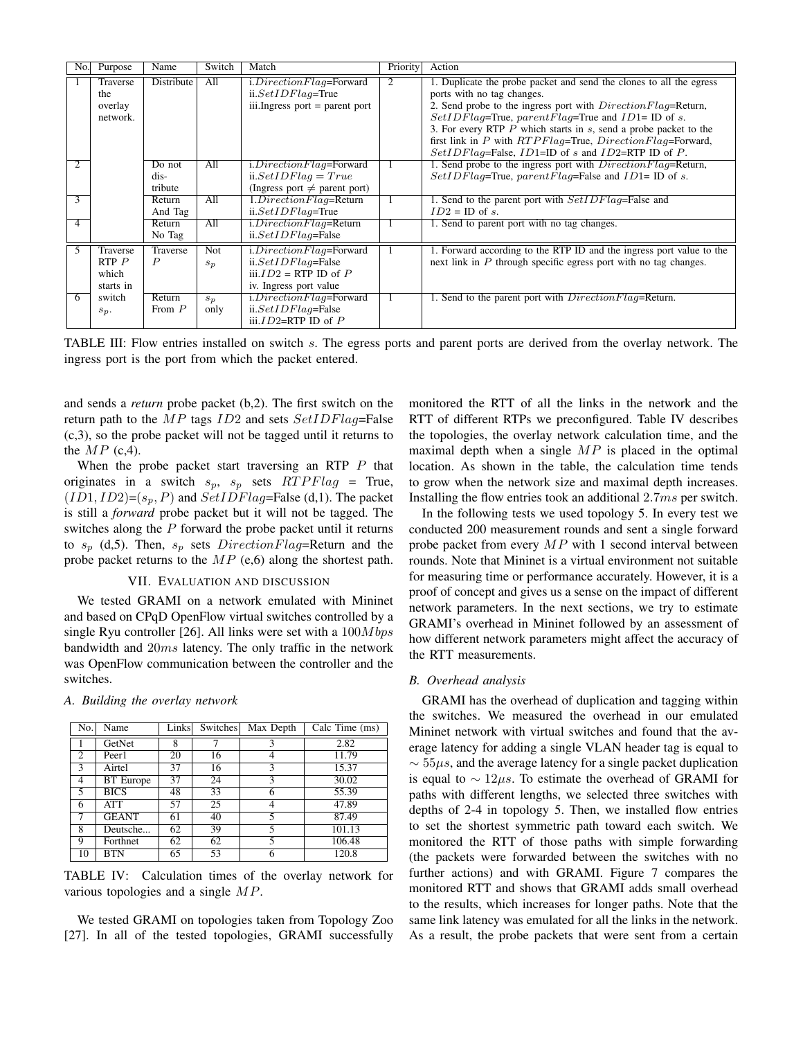| No. | Purpose | Name | Switch | Match | Priority | Action |
|---|---|---|---|---|---|---|
| 1 | Traverse the overlay network. | Distribute | All | i.$DirectionFlag$=Forward ii.$SetIDFlag$=True iii.Ingress port = parent port | 2 | 1. Duplicate the probe packet and send the clones to all the egress ports with no tag changes. 2. Send probe to the ingress port with $DirectionFlag$=Return, $SetIDFlag$=True, $parentFlag$=True and $ID1$= ID of $s$. 3. For every RTP $P$ which starts in $s$, send a probe packet to the first link in $P$ with $RTPFlag$=True, $DirectionFlag$=Forward, $SetIDFlag$=False, $ID1$=ID of $s$ and $ID2$=RTP ID of $P$. |
| 2 | | Do not distribute | All | i.$DirectionFlag$=Forward ii.$SetIDFlag = True$ (Ingress port $\neq$ parent port) | 1 | 1. Send probe to the ingress port with $DirectionFlag$=Return, $SetIDFlag$=True, $parentFlag$=False and $ID1$= ID of $s$. |
| 3 | | Return And Tag | All | 1.$DirectionFlag$=Return ii.$SetIDFlag$=True | 1 | 1. Send to the parent port with $SetIDFlag$=False and $ID2$ = ID of $s$. |
| 4 | | Return No Tag | All | i.$DirectionFlag$=Return ii.$SetIDFlag$=False | 1 | 1. Send to parent port with no tag changes. |
| 5 | Traverse RTP $P$ which starts in switch $s_p$. | Traverse $P$ | Not $s_p$ | i.$DirectionFlag$=Forward ii.$SetIDFlag$=False iii.$ID2$ = RTP ID of $P$ iv. Ingress port value | 1 | 1. Forward according to the RTP ID and the ingress port value to the next link in $P$ through specific egress port with no tag changes. |
| 6 | | Return From $P$ | $s_p$ only | i.$DirectionFlag$=Forward ii.$SetIDFlag$=False iii.$ID2$=RTP ID of $P$ | 1 | 1. Send to the parent port with $DirectionFlag$=Return. |

TABLE III: Flow entries installed on switch $s$. The egress ports and parent ports are derived from the overlay network. The ingress port is the port from which the packet entered.

and sends a *return* probe packet (b,2). The first switch on the return path to the $MP$ tags $ID2$ and sets $SetIDFlag$=False (c,3), so the probe packet will not be tagged until it returns to the $MP$ (c,4).

When the probe packet start traversing an RTP $P$ that originates in a switch $s_p$, $s_p$ sets $RTPFlag$ = True, $(ID1, ID2)$=$(s_p, P)$ and $SetIDFlag$=False (d,1). The packet is still a *forward* probe packet but it will not be tagged. The switches along the $P$ forward the probe packet until it returns to $s_p$ (d,5). Then, $s_p$ sets $DirectionFlag$=Return and the probe packet returns to the $MP$ (e,6) along the shortest path.

## VII. Evaluation and discussion

We tested GRAMI on a network emulated with Mininet and based on CPqD OpenFlow virtual switches controlled by a single Ryu controller [26]. All links were set with a $100Mbps$ bandwidth and $20ms$ latency. The only traffic in the network was OpenFlow communication between the controller and the switches.

### A. Building the overlay network

| No. | Name | Links | Switches | Max Depth | Calc Time (ms) |
|---|---|---|---|---|---|
| 1 | GetNet | 8 | 7 | 3 | 2.82 |
| 2 | Peer1 | 20 | 16 | 4 | 11.79 |
| 3 | Airtel | 37 | 16 | 3 | 15.37 |
| 4 | BT Europe | 37 | 24 | 3 | 30.02 |
| 5 | BICS | 48 | 33 | 6 | 55.39 |
| 6 | ATT | 57 | 25 | 4 | 47.89 |
| 7 | GEANT | 61 | 40 | 5 | 87.49 |
| 8 | Deutsche... | 62 | 39 | 5 | 101.13 |
| 9 | Forthnet | 62 | 62 | 5 | 106.48 |
| 10 | BTN | 65 | 53 | 6 | 120.8 |

TABLE IV: Calculation times of the overlay network for various topologies and a single $MP$.

We tested GRAMI on topologies taken from Topology Zoo [27]. In all of the tested topologies, GRAMI successfully monitored the RTT of all the links in the network and the RTT of different RTPs we preconfigured. Table IV describes the topologies, the overlay network calculation time, and the maximal depth when a single $MP$ is placed in the optimal location. As shown in the table, the calculation time tends to grow when the network size and maximal depth increases. Installing the flow entries took an additional $2.7ms$ per switch.

In the following tests we used topology 5. In every test we conducted 200 measurement rounds and sent a single forward probe packet from every $MP$ with 1 second interval between rounds. Note that Mininet is a virtual environment not suitable for measuring time or performance accurately. However, it is a proof of concept and gives us a sense on the impact of different network parameters. In the next sections, we try to estimate GRAMI's overhead in Mininet followed by an assessment of how different network parameters might affect the accuracy of the RTT measurements.

### B. Overhead analysis

GRAMI has the overhead of duplication and tagging within the switches. We measured the overhead in our emulated Mininet network with virtual switches and found that the average latency for adding a single VLAN header tag is equal to $\sim 55\mu s$, and the average latency for a single packet duplication is equal to $\sim 12\mu s$. To estimate the overhead of GRAMI for paths with different lengths, we selected three switches with depths of 2-4 in topology 5. Then, we installed flow entries to set the shortest symmetric path toward each switch. We monitored the RTT of those paths with simple forwarding (the packets were forwarded between the switches with no further actions) and with GRAMI. Figure 7 compares the monitored RTT and shows that GRAMI adds small overhead to the results, which increases for longer paths. Note that the same link latency was emulated for all the links in the network. As a result, the probe packets that were sent from a certain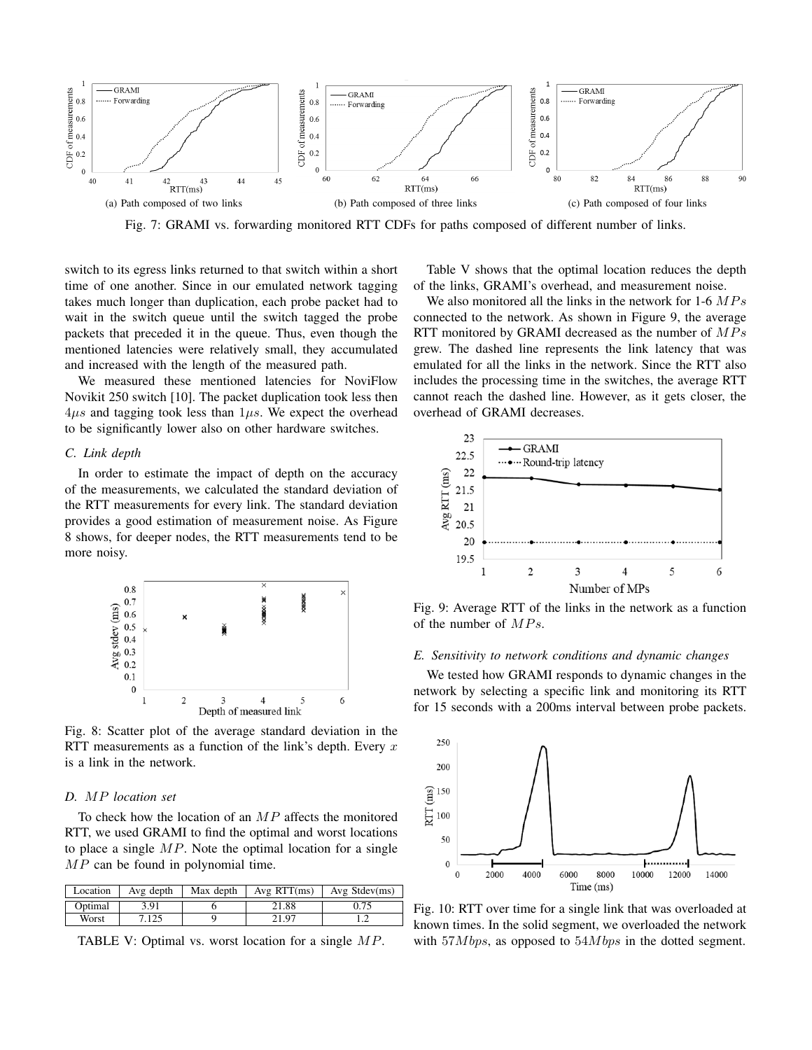Fig. 7: GRAMI vs. forwarding monitored RTT CDFs for paths composed of different number of links.

(a) Path composed of two links

(b) Path composed of three links

(c) Path composed of four links

switch to its egress links returned to that switch within a short time of one another. Since in our emulated network tagging takes much longer than duplication, each probe packet had to wait in the switch queue until the switch tagged the probe packets that preceded it in the queue. Thus, even though the mentioned latencies were relatively small, they accumulated and increased with the length of the measured path.

We measured these mentioned latencies for NoviFlow Novikit 250 switch [10]. The packet duplication took less then $4\mu s$ and tagging took less than $1\mu s$. We expect the overhead to be significantly lower also on other hardware switches.

### C. Link depth

In order to estimate the impact of depth on the accuracy of the measurements, we calculated the standard deviation of the RTT measurements for every link. The standard deviation provides a good estimation of measurement noise. As Figure 8 shows, for deeper nodes, the RTT measurements tend to be more noisy.

Fig. 8: Scatter plot of the average standard deviation in the RTT measurements as a function of the link's depth. Every $x$ is a link in the network.

### D. $MP$ location set

To check how the location of an $MP$ affects the monitored RTT, we used GRAMI to find the optimal and worst locations to place a single $MP$. Note the optimal location for a single $MP$ can be found in polynomial time.

| Location | Avg depth | Max depth | Avg RTT(ms) | Avg Stdev(ms) |
|---|---|---|---|---|
| Optimal | 3.91 | 6 | 21.88 | 0.75 |
| Worst | 7.125 | 9 | 21.97 | 1.2 |

TABLE V: Optimal vs. worst location for a single $MP$.

Table V shows that the optimal location reduces the depth of the links, GRAMI's overhead, and measurement noise.

We also monitored all the links in the network for 1-6 $MPs$ connected to the network. As shown in Figure 9, the average RTT monitored by GRAMI decreased as the number of $MPs$ grew. The dashed line represents the link latency that was emulated for all the links in the network. Since the RTT also includes the processing time in the switches, the average RTT cannot reach the dashed line. However, as it gets closer, the overhead of GRAMI decreases.

Fig. 9: Average RTT of the links in the network as a function of the number of $MPs$.

### E. Sensitivity to network conditions and dynamic changes

We tested how GRAMI responds to dynamic changes in the network by selecting a specific link and monitoring its RTT for 15 seconds with a 200ms interval between probe packets.

Fig. 10: RTT over time for a single link that was overloaded at known times. In the solid segment, we overloaded the network with $57Mbps$, as opposed to $54Mbps$ in the dotted segment.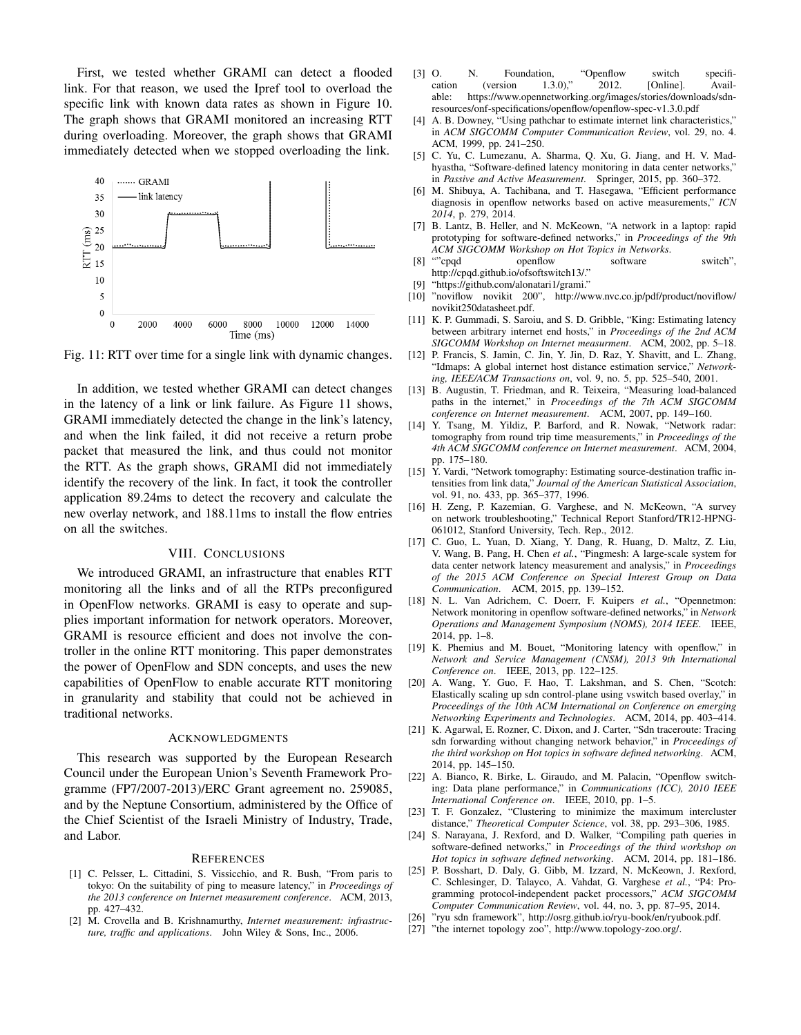First, we tested whether GRAMI can detect a flooded link. For that reason, we used the Ipref tool to overload the specific link with known data rates as shown in Figure 10. The graph shows that GRAMI monitored an increasing RTT during overloading. Moreover, the graph shows that GRAMI immediately detected when we stopped overloading the link.

40
35
30
25
20
15
10
5
0
RTT (ms)
0 2000 4000 6000 8000 10000 12000 14000
Time (ms)
GRAMI
link latency

Fig. 11: RTT over time for a single link with dynamic changes.

In addition, we tested whether GRAMI can detect changes in the latency of a link or link failure. As Figure 11 shows, GRAMI immediately detected the change in the link's latency, and when the link failed, it did not receive a return probe packet that measured the link, and thus could not monitor the RTT. As the graph shows, GRAMI did not immediately identify the recovery of the link. In fact, it took the controller application 89.24ms to detect the recovery and calculate the new overlay network, and 188.11ms to install the flow entries on all the switches.

## VIII. Conclusions

We introduced GRAMI, an infrastructure that enables RTT monitoring all the links and of all the RTPs preconfigured in OpenFlow networks. GRAMI is easy to operate and supplies important information for network operators. Moreover, GRAMI is resource efficient and does not involve the controller in the online RTT monitoring. This paper demonstrates the power of OpenFlow and SDN concepts, and uses the new capabilities of OpenFlow to enable accurate RTT monitoring in granularity and stability that could not be achieved in traditional networks.

## Acknowledgments

This research was supported by the European Research Council under the European Union's Seventh Framework Programme (FP7/2007-2013)/ERC Grant agreement no. 259085, and by the Neptune Consortium, administered by the Office of the Chief Scientist of the Israeli Ministry of Industry, Trade, and Labor.

## References

[1] C. Pelsser, L. Cittadini, S. Vissicchio, and R. Bush, "From paris to tokyo: On the suitability of ping to measure latency," in *Proceedings of the 2013 conference on Internet measurement conference*. ACM, 2013, pp. 427–432.

[2] M. Crovella and B. Krishnamurthy, *Internet measurement: infrastructure, traffic and applications*. John Wiley & Sons, Inc., 2006.

[3] O. N. Foundation, "Openflow switch specification (version 1.3.0)," 2012. [Online]. Available: https://www.opennetworking.org/images/stories/downloads/sdn-resources/onf-specifications/openflow/openflow-spec-v1.3.0.pdf

[4] A. B. Downey, "Using pathchar to estimate internet link characteristics," in *ACM SIGCOMM Computer Communication Review*, vol. 29, no. 4. ACM, 1999, pp. 241–250.

[5] C. Yu, C. Lumezanu, A. Sharma, Q. Xu, G. Jiang, and H. V. Madhyastha, "Software-defined latency monitoring in data center networks," in *Passive and Active Measurement*. Springer, 2015, pp. 360–372.

[6] M. Shibuya, A. Tachibana, and T. Hasegawa, "Efficient performance diagnosis in openflow networks based on active measurements," *ICN 2014*, p. 279, 2014.

[7] B. Lantz, B. Heller, and N. McKeown, "A network in a laptop: rapid prototyping for software-defined networks," in *Proceedings of the 9th ACM SIGCOMM Workshop on Hot Topics in Networks*.

[8] ""cpqd openflow software switch", http://cpqd.github.io/ofsoftswitch13/."

[9] "https://github.com/alonatari1/grami."

[10] "noviflow novikit 200", http://www.nvc.co.jp/pdf/product/noviflow/novikit250datasheet.pdf.

[11] K. P. Gummadi, S. Saroiu, and S. D. Gribble, "King: Estimating latency between arbitrary internet end hosts," in *Proceedings of the 2nd ACM SIGCOMM Workshop on Internet measurment*. ACM, 2002, pp. 5–18.

[12] P. Francis, S. Jamin, C. Jin, Y. Jin, D. Raz, Y. Shavitt, and L. Zhang, "Idmaps: A global internet host distance estimation service," *Networking, IEEE/ACM Transactions on*, vol. 9, no. 5, pp. 525–540, 2001.

[13] B. Augustin, T. Friedman, and R. Teixeira, "Measuring load-balanced paths in the internet," in *Proceedings of the 7th ACM SIGCOMM conference on Internet measurement*. ACM, 2007, pp. 149–160.

[14] Y. Tsang, M. Yildiz, P. Barford, and R. Nowak, "Network radar: tomography from round trip time measurements," in *Proceedings of the 4th ACM SIGCOMM conference on Internet measurement*. ACM, 2004, pp. 175–180.

[15] Y. Vardi, "Network tomography: Estimating source-destination traffic intensities from link data," *Journal of the American Statistical Association*, vol. 91, no. 433, pp. 365–377, 1996.

[16] H. Zeng, P. Kazemian, G. Varghese, and N. McKeown, "A survey on network troubleshooting," Technical Report Stanford/TR12-HPNG-061012, Stanford University, Tech. Rep., 2012.

[17] C. Guo, L. Yuan, D. Xiang, Y. Dang, R. Huang, D. Maltz, Z. Liu, V. Wang, B. Pang, H. Chen *et al.*, "Pingmesh: A large-scale system for data center network latency measurement and analysis," in *Proceedings of the 2015 ACM Conference on Special Interest Group on Data Communication*. ACM, 2015, pp. 139–152.

[18] N. L. Van Adrichem, C. Doerr, F. Kuipers *et al.*, "Opennetmon: Network monitoring in openflow software-defined networks," in *Network Operations and Management Symposium (NOMS), 2014 IEEE*. IEEE, 2014, pp. 1–8.

[19] K. Phemius and M. Bouet, "Monitoring latency with openflow," in *Network and Service Management (CNSM), 2013 9th International Conference on*. IEEE, 2013, pp. 122–125.

[20] A. Wang, Y. Guo, F. Hao, T. Lakshman, and S. Chen, "Scotch: Elastically scaling up sdn control-plane using vswitch based overlay," in *Proceedings of the 10th ACM International on Conference on emerging Networking Experiments and Technologies*. ACM, 2014, pp. 403–414.

[21] K. Agarwal, E. Rozner, C. Dixon, and J. Carter, "Sdn traceroute: Tracing sdn forwarding without changing network behavior," in *Proceedings of the third workshop on Hot topics in software defined networking*. ACM, 2014, pp. 145–150.

[22] A. Bianco, R. Birke, L. Giraudo, and M. Palacin, "Openflow switching: Data plane performance," in *Communications (ICC), 2010 IEEE International Conference on*. IEEE, 2010, pp. 1–5.

[23] T. F. Gonzalez, "Clustering to minimize the maximum intercluster distance," *Theoretical Computer Science*, vol. 38, pp. 293–306, 1985.

[24] S. Narayana, J. Rexford, and D. Walker, "Compiling path queries in software-defined networks," in *Proceedings of the third workshop on Hot topics in software defined networking*. ACM, 2014, pp. 181–186.

[25] P. Bosshart, D. Daly, G. Gibb, M. Izzard, N. McKeown, J. Rexford, C. Schlesinger, D. Talayco, A. Vahdat, G. Varghese *et al.*, "P4: Programming protocol-independent packet processors," *ACM SIGCOMM Computer Communication Review*, vol. 44, no. 3, pp. 87–95, 2014.

[26] "ryu sdn framework", http://osrg.github.io/ryu-book/en/ryubook.pdf.

[27] "the internet topology zoo", http://www.topology-zoo.org/.